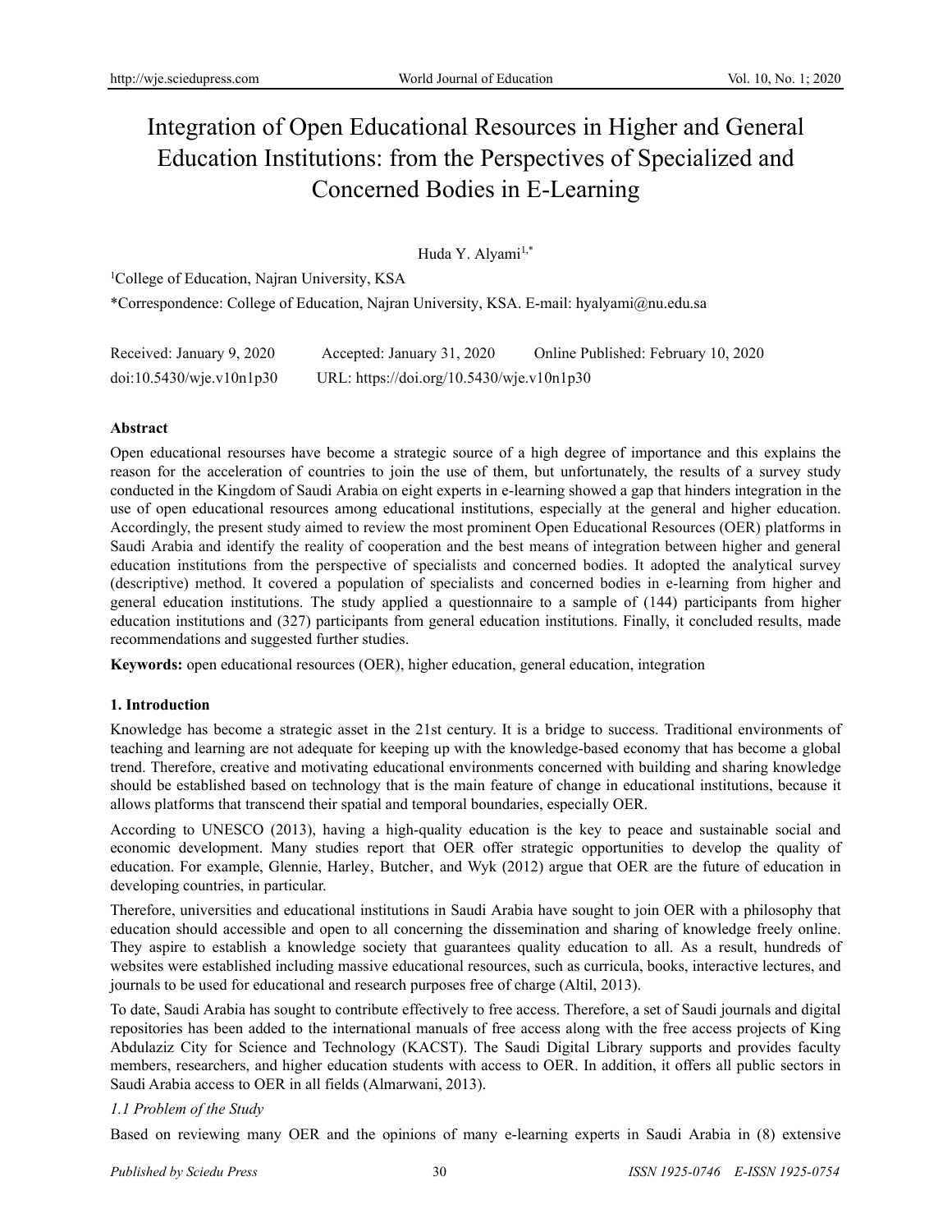# Integration of Open Educational Resources in Higher and General Education Institutions: from the Perspectives of Specialized and Concerned Bodies in E-Learning

Huda Y. Alyami[1,*]

[1]College of Education, Najran University, KSA

*Correspondence: College of Education, Najran University, KSA. E-mail: hyalyami@nu.edu.sa

Received: January 9, 2020 Accepted: January 31, 2020 Online Published: February 10, 2020

doi:10.5430/wje.v10n1p30 URL: https://doi.org/10.5430/wje.v10n1p30

**Abstract**

Open educational resourses have become a strategic source of a high degree of importance and this explains the reason for the acceleration of countries to join the use of them, but unfortunately, the results of a survey study conducted in the Kingdom of Saudi Arabia on eight experts in e-learning showed a gap that hinders integration in the use of open educational resources among educational institutions, especially at the general and higher education. Accordingly, the present study aimed to review the most prominent Open Educational Resources (OER) platforms in Saudi Arabia and identify the reality of cooperation and the best means of integration between higher and general education institutions from the perspective of specialists and concerned bodies. It adopted the analytical survey (descriptive) method. It covered a population of specialists and concerned bodies in e-learning from higher and general education institutions. The study applied a questionnaire to a sample of (144) participants from higher education institutions and (327) participants from general education institutions. Finally, it concluded results, made recommendations and suggested further studies.

**Keywords:** open educational resources (OER), higher education, general education, integration

## 1. Introduction

Knowledge has become a strategic asset in the 21st century. It is a bridge to success. Traditional environments of teaching and learning are not adequate for keeping up with the knowledge-based economy that has become a global trend. Therefore, creative and motivating educational environments concerned with building and sharing knowledge should be established based on technology that is the main feature of change in educational institutions, because it allows platforms that transcend their spatial and temporal boundaries, especially OER.

According to UNESCO (2013), having a high-quality education is the key to peace and sustainable social and economic development. Many studies report that OER offer strategic opportunities to develop the quality of education. For example, Glennie, Harley, Butcher, and Wyk (2012) argue that OER are the future of education in developing countries, in particular.

Therefore, universities and educational institutions in Saudi Arabia have sought to join OER with a philosophy that education should accessible and open to all concerning the dissemination and sharing of knowledge freely online. They aspire to establish a knowledge society that guarantees quality education to all. As a result, hundreds of websites were established including massive educational resources, such as curricula, books, interactive lectures, and journals to be used for educational and research purposes free of charge (Altil, 2013).

To date, Saudi Arabia has sought to contribute effectively to free access. Therefore, a set of Saudi journals and digital repositories has been added to the international manuals of free access along with the free access projects of King Abdulaziz City for Science and Technology (KACST). The Saudi Digital Library supports and provides faculty members, researchers, and higher education students with access to OER. In addition, it offers all public sectors in Saudi Arabia access to OER in all fields (Almarwani, 2013).

### *1.1 Problem of the Study*

Based on reviewing many OER and the opinions of many e-learning experts in Saudi Arabia in (8) extensive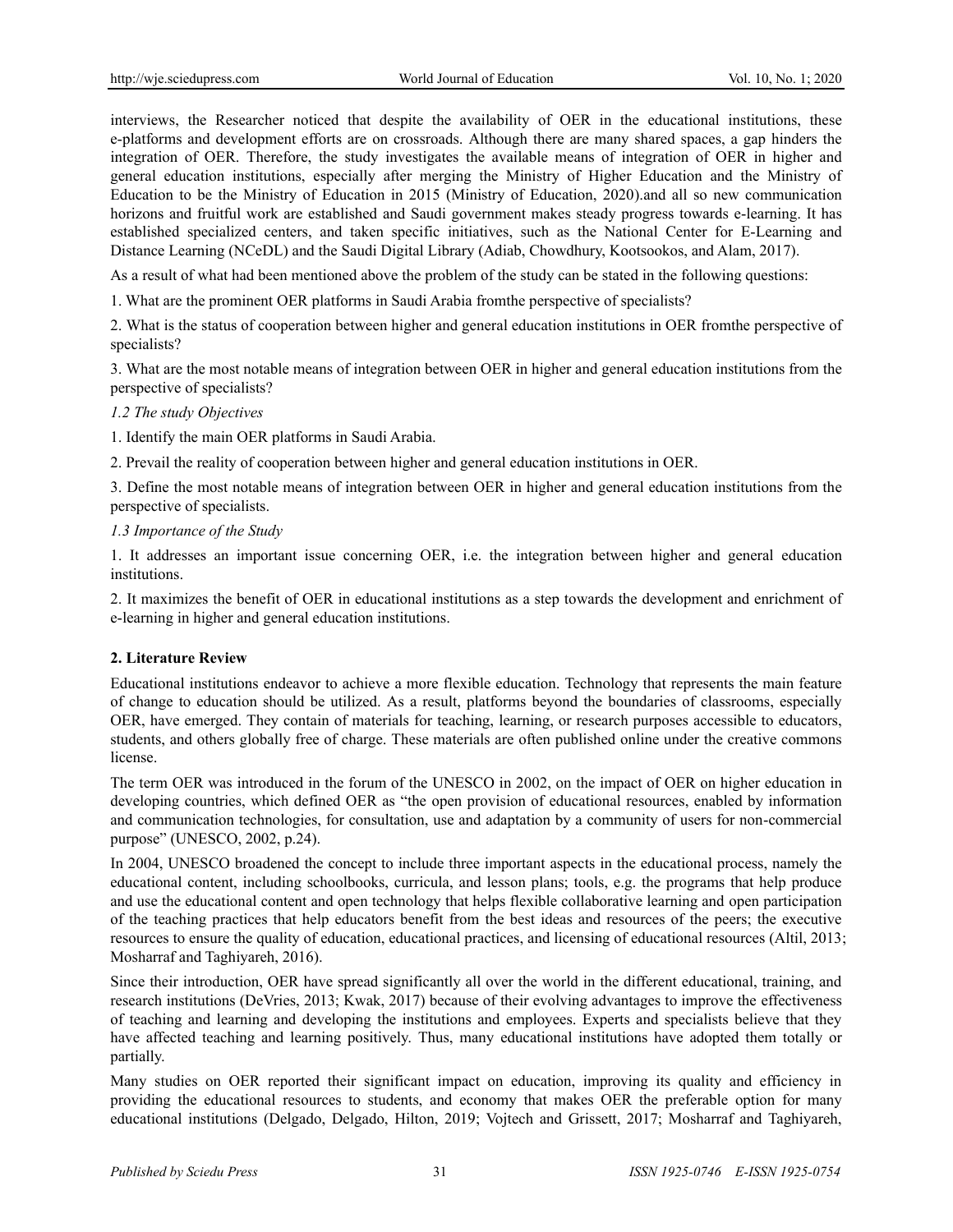interviews, the Researcher noticed that despite the availability of OER in the educational institutions, these e-platforms and development efforts are on crossroads. Although there are many shared spaces, a gap hinders the integration of OER. Therefore, the study investigates the available means of integration of OER in higher and general education institutions, especially after merging the Ministry of Higher Education and the Ministry of Education to be the Ministry of Education in 2015 (Ministry of Education, 2020).and all so new communication horizons and fruitful work are established and Saudi government makes steady progress towards e-learning. It has established specialized centers, and taken specific initiatives, such as the National Center for E-Learning and Distance Learning (NCeDL) and the Saudi Digital Library (Adiab, Chowdhury, Kootsookos, and Alam, 2017).

As a result of what had been mentioned above the problem of the study can be stated in the following questions:

1. What are the prominent OER platforms in Saudi Arabia fromthe perspective of specialists?

2. What is the status of cooperation between higher and general education institutions in OER fromthe perspective of specialists?

3. What are the most notable means of integration between OER in higher and general education institutions from the perspective of specialists?

### *1.2 The study Objectives*

1. Identify the main OER platforms in Saudi Arabia.

2. Prevail the reality of cooperation between higher and general education institutions in OER.

3. Define the most notable means of integration between OER in higher and general education institutions from the perspective of specialists.

### *1.3 Importance of the Study*

1. It addresses an important issue concerning OER, i.e. the integration between higher and general education institutions.

2. It maximizes the benefit of OER in educational institutions as a step towards the development and enrichment of e-learning in higher and general education institutions.

## **2. Literature Review**

Educational institutions endeavor to achieve a more flexible education. Technology that represents the main feature of change to education should be utilized. As a result, platforms beyond the boundaries of classrooms, especially OER, have emerged. They contain of materials for teaching, learning, or research purposes accessible to educators, students, and others globally free of charge. These materials are often published online under the creative commons license.

The term OER was introduced in the forum of the UNESCO in 2002, on the impact of OER on higher education in developing countries, which defined OER as "the open provision of educational resources, enabled by information and communication technologies, for consultation, use and adaptation by a community of users for non-commercial purpose" (UNESCO, 2002, p.24).

In 2004, UNESCO broadened the concept to include three important aspects in the educational process, namely the educational content, including schoolbooks, curricula, and lesson plans; tools, e.g. the programs that help produce and use the educational content and open technology that helps flexible collaborative learning and open participation of the teaching practices that help educators benefit from the best ideas and resources of the peers; the executive resources to ensure the quality of education, educational practices, and licensing of educational resources (Altil, 2013; Mosharraf and Taghiyareh, 2016).

Since their introduction, OER have spread significantly all over the world in the different educational, training, and research institutions (DeVries, 2013; Kwak, 2017) because of their evolving advantages to improve the effectiveness of teaching and learning and developing the institutions and employees. Experts and specialists believe that they have affected teaching and learning positively. Thus, many educational institutions have adopted them totally or partially.

Many studies on OER reported their significant impact on education, improving its quality and efficiency in providing the educational resources to students, and economy that makes OER the preferable option for many educational institutions (Delgado, Delgado, Hilton, 2019; Vojtech and Grissett, 2017; Mosharraf and Taghiyareh,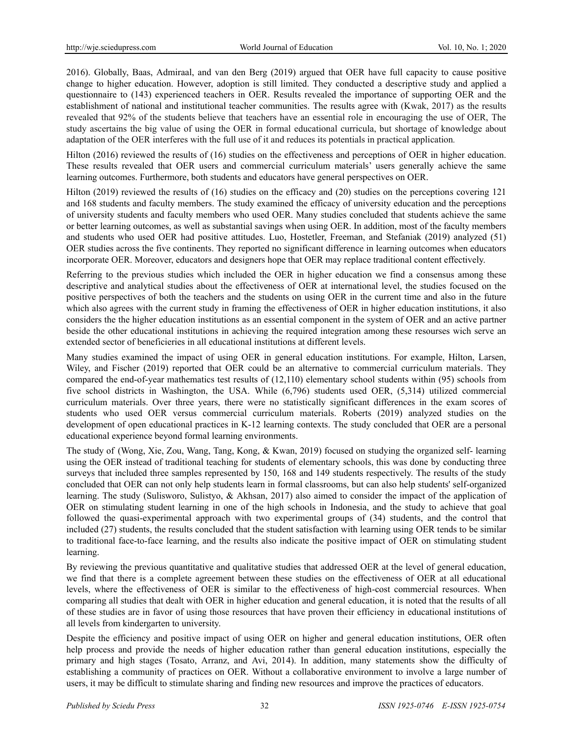2016). Globally, Baas, Admiraal, and van den Berg (2019) argued that OER have full capacity to cause positive change to higher education. However, adoption is still limited. They conducted a descriptive study and applied a questionnaire to (143) experienced teachers in OER. Results revealed the importance of supporting OER and the establishment of national and institutional teacher communities. The results agree with (Kwak, 2017) as the results revealed that 92% of the students believe that teachers have an essential role in encouraging the use of OER, The study ascertains the big value of using the OER in formal educational curricula, but shortage of knowledge about adaptation of the OER interferes with the full use of it and reduces its potentials in practical application.

Hilton (2016) reviewed the results of (16) studies on the effectiveness and perceptions of OER in higher education. These results revealed that OER users and commercial curriculum materials' users generally achieve the same learning outcomes. Furthermore, both students and educators have general perspectives on OER.

Hilton (2019) reviewed the results of (16) studies on the efficacy and (20) studies on the perceptions covering 121 and 168 students and faculty members. The study examined the efficacy of university education and the perceptions of university students and faculty members who used OER. Many studies concluded that students achieve the same or better learning outcomes, as well as substantial savings when using OER. In addition, most of the faculty members and students who used OER had positive attitudes. Luo, Hostetler, Freeman, and Stefaniak (2019) analyzed (51) OER studies across the five continents. They reported no significant difference in learning outcomes when educators incorporate OER. Moreover, educators and designers hope that OER may replace traditional content effectively.

Referring to the previous studies which included the OER in higher education we find a consensus among these descriptive and analytical studies about the effectiveness of OER at international level, the studies focused on the positive perspectives of both the teachers and the students on using OER in the current time and also in the future which also agrees with the current study in framing the effectiveness of OER in higher education institutions, it also considers the the higher education institutions as an essential component in the system of OER and an active partner beside the other educational institutions in achieving the required integration among these resourses wich serve an extended sector of beneficieries in all educational institutions at different levels.

Many studies examined the impact of using OER in general education institutions. For example, Hilton, Larsen, Wiley, and Fischer (2019) reported that OER could be an alternative to commercial curriculum materials. They compared the end-of-year mathematics test results of (12,110) elementary school students within (95) schools from five school districts in Washington, the USA. While (6,796) students used OER, (5,314) utilized commercial curriculum materials. Over three years, there were no statistically significant differences in the exam scores of students who used OER versus commercial curriculum materials. Roberts (2019) analyzed studies on the development of open educational practices in K-12 learning contexts. The study concluded that OER are a personal educational experience beyond formal learning environments.

The study of (Wong, Xie, Zou, Wang, Tang, Kong, & Kwan, 2019) focused on studying the organized self- learning using the OER instead of traditional teaching for students of elementary schools, this was done by conducting three surveys that included three samples represented by 150, 168 and 149 students respectively. The results of the study concluded that OER can not only help students learn in formal classrooms, but can also help students' self-organized learning. The study (Sulisworo, Sulistyo, & Akhsan, 2017) also aimed to consider the impact of the application of OER on stimulating student learning in one of the high schools in Indonesia, and the study to achieve that goal followed the quasi-experimental approach with two experimental groups of (34) students, and the control that included (27) students, the results concluded that the student satisfaction with learning using OER tends to be similar to traditional face-to-face learning, and the results also indicate the positive impact of OER on stimulating student learning.

By reviewing the previous quantitative and qualitative studies that addressed OER at the level of general education, we find that there is a complete agreement between these studies on the effectiveness of OER at all educational levels, where the effectiveness of OER is similar to the effectiveness of high-cost commercial resources. When comparing all studies that dealt with OER in higher education and general education, it is noted that the results of all of these studies are in favor of using those resources that have proven their efficiency in educational institutions of all levels from kindergarten to university.

Despite the efficiency and positive impact of using OER on higher and general education institutions, OER often help process and provide the needs of higher education rather than general education institutions, especially the primary and high stages (Tosato, Arranz, and Avi, 2014). In addition, many statements show the difficulty of establishing a community of practices on OER. Without a collaborative environment to involve a large number of users, it may be difficult to stimulate sharing and finding new resources and improve the practices of educators.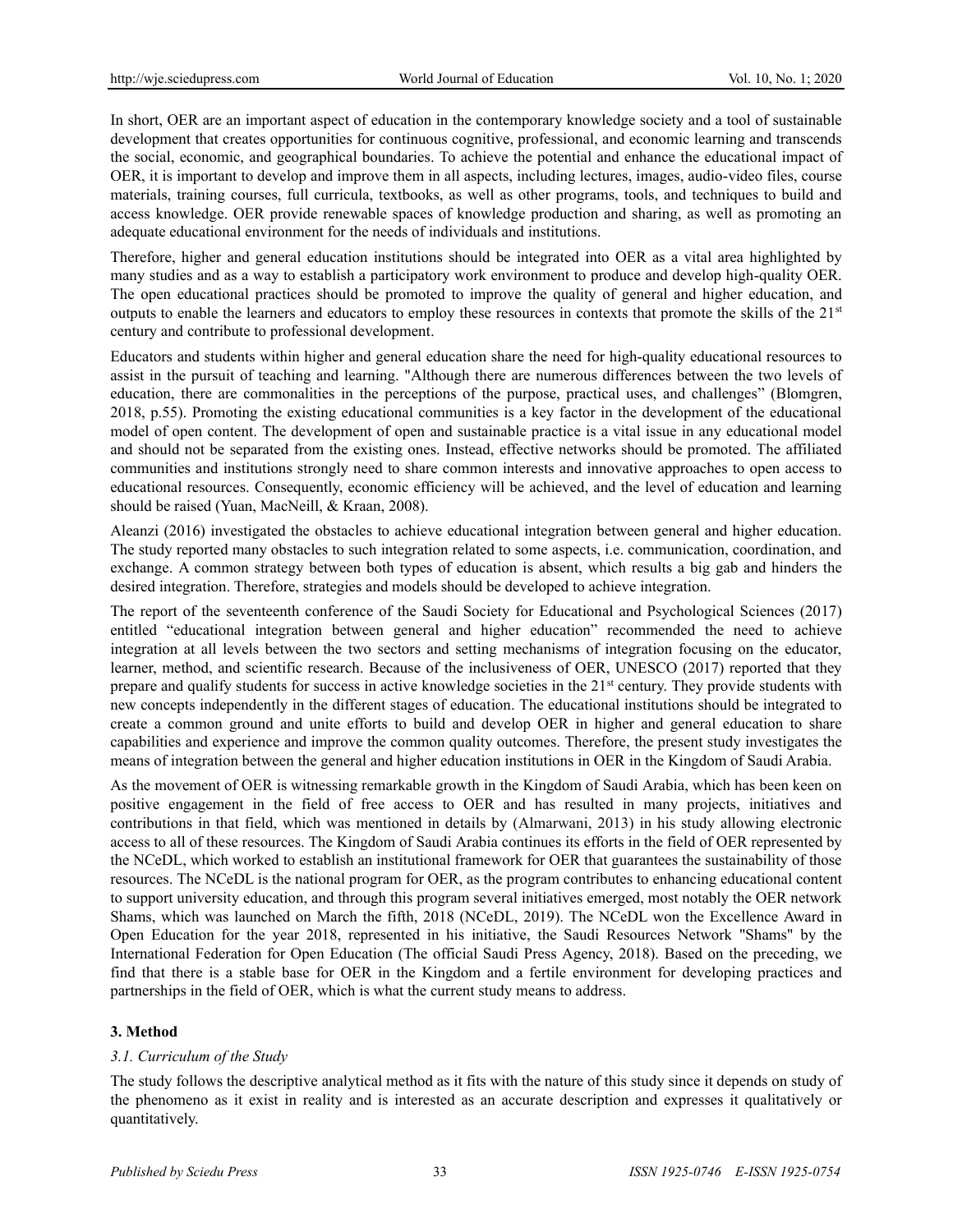In short, OER are an important aspect of education in the contemporary knowledge society and a tool of sustainable development that creates opportunities for continuous cognitive, professional, and economic learning and transcends the social, economic, and geographical boundaries. To achieve the potential and enhance the educational impact of OER, it is important to develop and improve them in all aspects, including lectures, images, audio-video files, course materials, training courses, full curricula, textbooks, as well as other programs, tools, and techniques to build and access knowledge. OER provide renewable spaces of knowledge production and sharing, as well as promoting an adequate educational environment for the needs of individuals and institutions.

Therefore, higher and general education institutions should be integrated into OER as a vital area highlighted by many studies and as a way to establish a participatory work environment to produce and develop high-quality OER. The open educational practices should be promoted to improve the quality of general and higher education, and outputs to enable the learners and educators to employ these resources in contexts that promote the skills of the 21st century and contribute to professional development.

Educators and students within higher and general education share the need for high-quality educational resources to assist in the pursuit of teaching and learning. "Although there are numerous differences between the two levels of education, there are commonalities in the perceptions of the purpose, practical uses, and challenges" (Blomgren, 2018, p.55). Promoting the existing educational communities is a key factor in the development of the educational model of open content. The development of open and sustainable practice is a vital issue in any educational model and should not be separated from the existing ones. Instead, effective networks should be promoted. The affiliated communities and institutions strongly need to share common interests and innovative approaches to open access to educational resources. Consequently, economic efficiency will be achieved, and the level of education and learning should be raised (Yuan, MacNeill, & Kraan, 2008).

Aleanzi (2016) investigated the obstacles to achieve educational integration between general and higher education. The study reported many obstacles to such integration related to some aspects, i.e. communication, coordination, and exchange. A common strategy between both types of education is absent, which results a big gab and hinders the desired integration. Therefore, strategies and models should be developed to achieve integration.

The report of the seventeenth conference of the Saudi Society for Educational and Psychological Sciences (2017) entitled "educational integration between general and higher education" recommended the need to achieve integration at all levels between the two sectors and setting mechanisms of integration focusing on the educator, learner, method, and scientific research. Because of the inclusiveness of OER, UNESCO (2017) reported that they prepare and qualify students for success in active knowledge societies in the 21st century. They provide students with new concepts independently in the different stages of education. The educational institutions should be integrated to create a common ground and unite efforts to build and develop OER in higher and general education to share capabilities and experience and improve the common quality outcomes. Therefore, the present study investigates the means of integration between the general and higher education institutions in OER in the Kingdom of Saudi Arabia.

As the movement of OER is witnessing remarkable growth in the Kingdom of Saudi Arabia, which has been keen on positive engagement in the field of free access to OER and has resulted in many projects, initiatives and contributions in that field, which was mentioned in details by (Almarwani, 2013) in his study allowing electronic access to all of these resources. The Kingdom of Saudi Arabia continues its efforts in the field of OER represented by the NCeDL, which worked to establish an institutional framework for OER that guarantees the sustainability of those resources. The NCeDL is the national program for OER, as the program contributes to enhancing educational content to support university education, and through this program several initiatives emerged, most notably the OER network Shams, which was launched on March the fifth, 2018 (NCeDL, 2019). The NCeDL won the Excellence Award in Open Education for the year 2018, represented in his initiative, the Saudi Resources Network "Shams" by the International Federation for Open Education (The official Saudi Press Agency, 2018). Based on the preceding, we find that there is a stable base for OER in the Kingdom and a fertile environment for developing practices and partnerships in the field of OER, which is what the current study means to address.

## 3. Method

### 3.1. Curriculum of the Study

The study follows the descriptive analytical method as it fits with the nature of this study since it depends on study of the phenomeno as it exist in reality and is interested as an accurate description and expresses it qualitatively or quantitatively.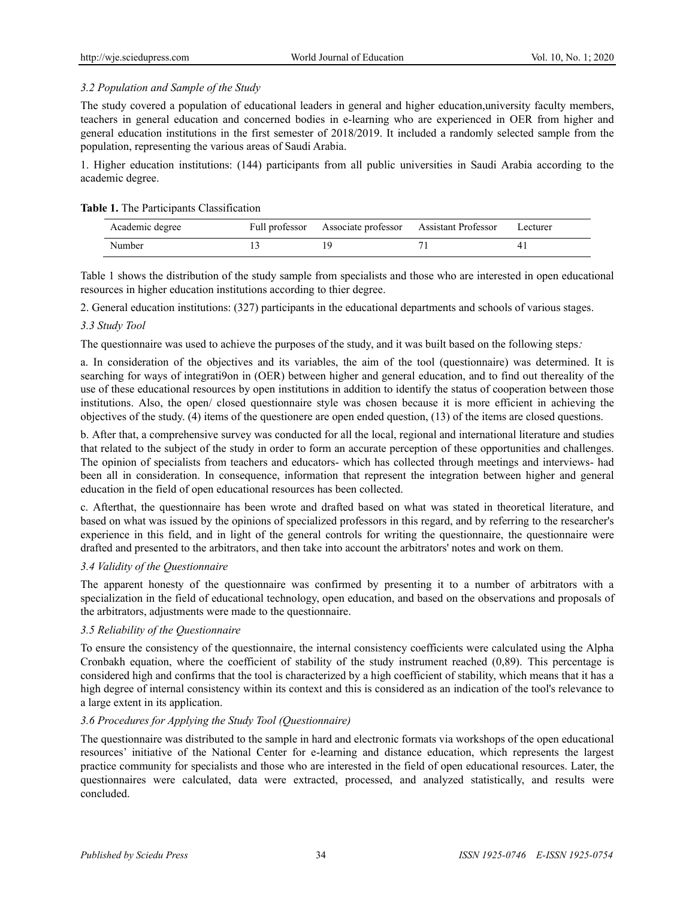### *3.2 Population and Sample of the Study*

The study covered a population of educational leaders in general and higher education,university faculty members, teachers in general education and concerned bodies in e-learning who are experienced in OER from higher and general education institutions in the first semester of 2018/2019. It included a randomly selected sample from the population, representing the various areas of Saudi Arabia.

1. Higher education institutions: (144) participants from all public universities in Saudi Arabia according to the academic degree.

**Table 1.** The Participants Classification

| Academic degree | Full professor | Associate professor | Assistant Professor | Lecturer |
|---|---|---|---|---|
| Number | 13 | 19 | 71 | 41 |

Table 1 shows the distribution of the study sample from specialists and those who are interested in open educational resources in higher education institutions according to thier degree.

2. General education institutions: (327) participants in the educational departments and schools of various stages.

### *3.3 Study Tool*

The questionnaire was used to achieve the purposes of the study, and it was built based on the following steps*:*

a. In consideration of the objectives and its variables, the aim of the tool (questionnaire) was determined. It is searching for ways of integrati9on in (OER) between higher and general education, and to find out thereality of the use of these educational resources by open institutions in addition to identify the status of cooperation between those institutions. Also, the open/ closed questionnaire style was chosen because it is more efficient in achieving the objectives of the study. (4) items of the questionere are open ended question, (13) of the items are closed questions.

b. After that, a comprehensive survey was conducted for all the local, regional and international literature and studies that related to the subject of the study in order to form an accurate perception of these opportunities and challenges. The opinion of specialists from teachers and educators- which has collected through meetings and interviews- had been all in consideration. In consequence, information that represent the integration between higher and general education in the field of open educational resources has been collected.

c. Afterthat, the questionnaire has been wrote and drafted based on what was stated in theoretical literature, and based on what was issued by the opinions of specialized professors in this regard, and by referring to the researcher's experience in this field, and in light of the general controls for writing the questionnaire, the questionnaire were drafted and presented to the arbitrators, and then take into account the arbitrators' notes and work on them.

### *3.4 Validity of the Questionnaire*

The apparent honesty of the questionnaire was confirmed by presenting it to a number of arbitrators with a specialization in the field of educational technology, open education, and based on the observations and proposals of the arbitrators, adjustments were made to the questionnaire.

### *3.5 Reliability of the Questionnaire*

To ensure the consistency of the questionnaire, the internal consistency coefficients were calculated using the Alpha Cronbakh equation, where the coefficient of stability of the study instrument reached (0,89). This percentage is considered high and confirms that the tool is characterized by a high coefficient of stability, which means that it has a high degree of internal consistency within its context and this is considered as an indication of the tool's relevance to a large extent in its application.

### *3.6 Procedures for Applying the Study Tool (Questionnaire)*

The questionnaire was distributed to the sample in hard and electronic formats via workshops of the open educational resources' initiative of the National Center for e-learning and distance education, which represents the largest practice community for specialists and those who are interested in the field of open educational resources. Later, the questionnaires were calculated, data were extracted, processed, and analyzed statistically, and results were concluded.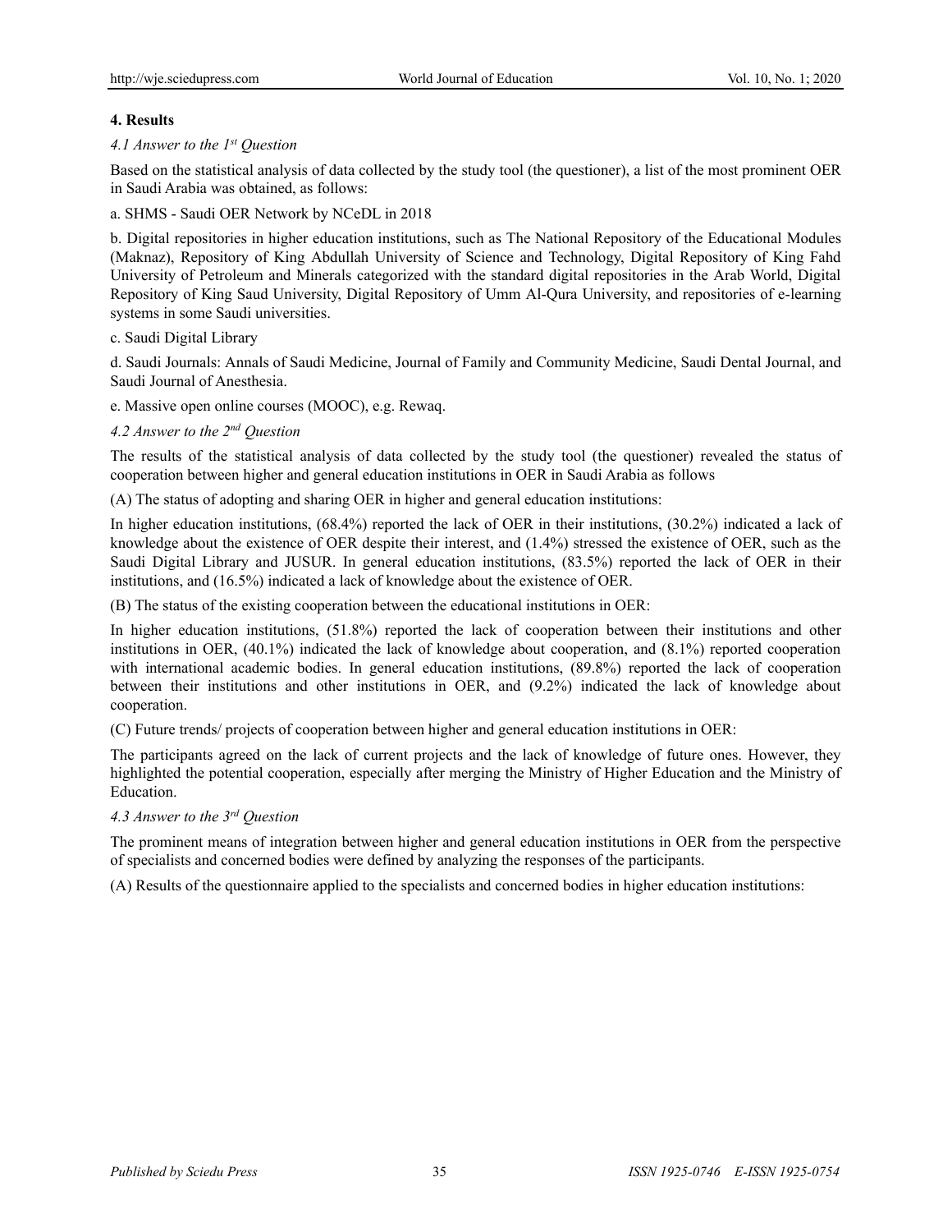## 4. Results

### *4.1 Answer to the 1st Question*

Based on the statistical analysis of data collected by the study tool (the questioner), a list of the most prominent OER in Saudi Arabia was obtained, as follows:

a. SHMS - Saudi OER Network by NCeDL in 2018

b. Digital repositories in higher education institutions, such as The National Repository of the Educational Modules (Maknaz), Repository of King Abdullah University of Science and Technology, Digital Repository of King Fahd University of Petroleum and Minerals categorized with the standard digital repositories in the Arab World, Digital Repository of King Saud University, Digital Repository of Umm Al-Qura University, and repositories of e-learning systems in some Saudi universities.

c. Saudi Digital Library

d. Saudi Journals: Annals of Saudi Medicine, Journal of Family and Community Medicine, Saudi Dental Journal, and Saudi Journal of Anesthesia.

e. Massive open online courses (MOOC), e.g. Rewaq.

### *4.2 Answer to the 2nd Question*

The results of the statistical analysis of data collected by the study tool (the questioner) revealed the status of cooperation between higher and general education institutions in OER in Saudi Arabia as follows

(A) The status of adopting and sharing OER in higher and general education institutions:

In higher education institutions, (68.4%) reported the lack of OER in their institutions, (30.2%) indicated a lack of knowledge about the existence of OER despite their interest, and (1.4%) stressed the existence of OER, such as the Saudi Digital Library and JUSUR. In general education institutions, (83.5%) reported the lack of OER in their institutions, and (16.5%) indicated a lack of knowledge about the existence of OER.

(B) The status of the existing cooperation between the educational institutions in OER:

In higher education institutions, (51.8%) reported the lack of cooperation between their institutions and other institutions in OER, (40.1%) indicated the lack of knowledge about cooperation, and (8.1%) reported cooperation with international academic bodies. In general education institutions, (89.8%) reported the lack of cooperation between their institutions and other institutions in OER, and (9.2%) indicated the lack of knowledge about cooperation.

(C) Future trends/ projects of cooperation between higher and general education institutions in OER:

The participants agreed on the lack of current projects and the lack of knowledge of future ones. However, they highlighted the potential cooperation, especially after merging the Ministry of Higher Education and the Ministry of Education.

### *4.3 Answer to the 3rd Question*

The prominent means of integration between higher and general education institutions in OER from the perspective of specialists and concerned bodies were defined by analyzing the responses of the participants.

(A) Results of the questionnaire applied to the specialists and concerned bodies in higher education institutions: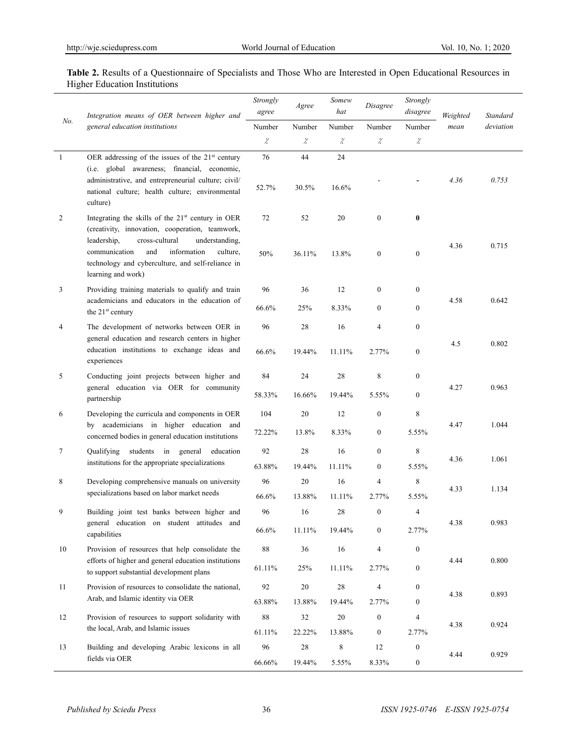**Table 2.** Results of a Questionnaire of Specialists and Those Who are Interested in Open Educational Resources in Higher Education Institutions

| *No.* | *Integration means of OER between higher and general education institutions* | *Strongly agree* | *Agree* | *Somewhat* | *Disagree* | *Strongly disagree* | *Weighted mean* | *Standard deviation* |
|---|---|---|---|---|---|---|---|---|
| | | Number | Number | Number | Number | Number | | |
| | | % | % | % | % | % | | |
| 1 | OER addressing of the issues of the 21st century (i.e. global awareness; financial, economic, administrative, and entrepreneurial culture; civil/ national culture; health culture; environmental culture) | 76 | 44 | 24 | | | *4.36* | *0.753* |
| | | 52.7% | 30.5% | 16.6% | - | - | | |
| 2 | Integrating the skills of the 21st century in OER (creativity, innovation, cooperation, teamwork, leadership, cross-cultural understanding, communication and information culture, technology and cyberculture, and self-reliance in learning and work) | 72 | 52 | 20 | 0 | **0** | 4.36 | 0.715 |
| | | 50% | 36.11% | 13.8% | 0 | 0 | | |
| 3 | Providing training materials to qualify and train academicians and educators in the education of the 21st century | 96 | 36 | 12 | 0 | 0 | 4.58 | 0.642 |
| | | 66.6% | 25% | 8.33% | 0 | 0 | | |
| 4 | The development of networks between OER in general education and research centers in higher education institutions to exchange ideas and experiences | 96 | 28 | 16 | 4 | 0 | 4.5 | 0.802 |
| | | 66.6% | 19.44% | 11.11% | 2.77% | 0 | | |
| 5 | Conducting joint projects between higher and general education via OER for community partnership | 84 | 24 | 28 | 8 | 0 | 4.27 | 0.963 |
| | | 58.33% | 16.66% | 19.44% | 5.55% | 0 | | |
| 6 | Developing the curricula and components in OER by academicians in higher education and concerned bodies in general education institutions | 104 | 20 | 12 | 0 | 8 | 4.47 | 1.044 |
| | | 72.22% | 13.8% | 8.33% | 0 | 5.55% | | |
| 7 | Qualifying students in general education institutions for the appropriate specializations | 92 | 28 | 16 | 0 | 8 | 4.36 | 1.061 |
| | | 63.88% | 19.44% | 11.11% | 0 | 5.55% | | |
| 8 | Developing comprehensive manuals on university specializations based on labor market needs | 96 | 20 | 16 | 4 | 8 | 4.33 | 1.134 |
| | | 66.6% | 13.88% | 11.11% | 2.77% | 5.55% | | |
| 9 | Building joint test banks between higher and general education on student attitudes and capabilities | 96 | 16 | 28 | 0 | 4 | 4.38 | 0.983 |
| | | 66.6% | 11.11% | 19.44% | 0 | 2.77% | | |
| 10 | Provision of resources that help consolidate the efforts of higher and general education institutions to support substantial development plans | 88 | 36 | 16 | 4 | 0 | 4.44 | 0.800 |
| | | 61.11% | 25% | 11.11% | 2.77% | 0 | | |
| 11 | Provision of resources to consolidate the national, Arab, and Islamic identity via OER | 92 | 20 | 28 | 4 | 0 | 4.38 | 0.893 |
| | | 63.88% | 13.88% | 19.44% | 2.77% | 0 | | |
| 12 | Provision of resources to support solidarity with the local, Arab, and Islamic issues | 88 | 32 | 20 | 0 | 4 | 4.38 | 0.924 |
| | | 61.11% | 22.22% | 13.88% | 0 | 2.77% | | |
| 13 | Building and developing Arabic lexicons in all fields via OER | 96 | 28 | 8 | 12 | 0 | 4.44 | 0.929 |
| | | 66.66% | 19.44% | 5.55% | 8.33% | 0 | | |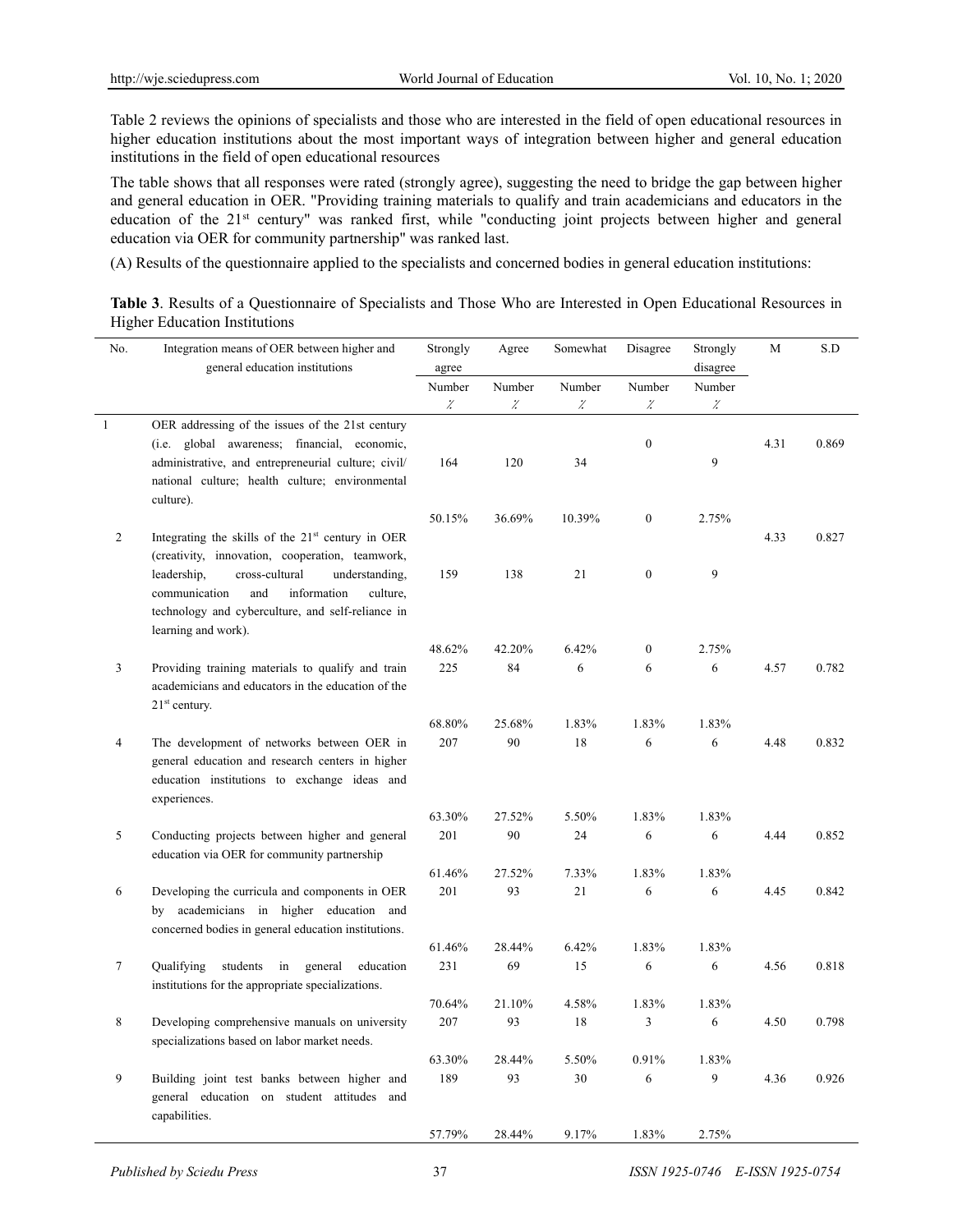Table 2 reviews the opinions of specialists and those who are interested in the field of open educational resources in higher education institutions about the most important ways of integration between higher and general education institutions in the field of open educational resources

The table shows that all responses were rated (strongly agree), suggesting the need to bridge the gap between higher and general education in OER. "Providing training materials to qualify and train academicians and educators in the education of the 21st century" was ranked first, while "conducting joint projects between higher and general education via OER for community partnership" was ranked last.

(A) Results of the questionnaire applied to the specialists and concerned bodies in general education institutions:

**Table 3**. Results of a Questionnaire of Specialists and Those Who are Interested in Open Educational Resources in Higher Education Institutions

| No. | Integration means of OER between higher and general education institutions | Strongly agree | Agree | Somewhat | Disagree | Strongly disagree | M | S.D |
|---|---|---|---|---|---|---|---|---|
| | | Number % | Number % | Number % | Number % | Number % | | |
| 1 | OER addressing of the issues of the 21st century (i.e. global awareness; financial, economic, administrative, and entrepreneurial culture; civil/ national culture; health culture; environmental culture). | 164 | 120 | 34 | 0 | 9 | 4.31 | 0.869 |
| | | 50.15% | 36.69% | 10.39% | 0 | 2.75% | | |
| 2 | Integrating the skills of the 21st century in OER (creativity, innovation, cooperation, teamwork, leadership, cross-cultural understanding, communication and information culture, technology and cyberculture, and self-reliance in learning and work). | 159 | 138 | 21 | 0 | 9 | 4.33 | 0.827 |
| | | 48.62% | 42.20% | 6.42% | 0 | 2.75% | | |
| 3 | Providing training materials to qualify and train academicians and educators in the education of the 21st century. | 225 | 84 | 6 | 6 | 6 | 4.57 | 0.782 |
| | | 68.80% | 25.68% | 1.83% | 1.83% | 1.83% | | |
| 4 | The development of networks between OER in general education and research centers in higher education institutions to exchange ideas and experiences. | 207 | 90 | 18 | 6 | 6 | 4.48 | 0.832 |
| | | 63.30% | 27.52% | 5.50% | 1.83% | 1.83% | | |
| 5 | Conducting projects between higher and general education via OER for community partnership | 201 | 90 | 24 | 6 | 6 | 4.44 | 0.852 |
| | | 61.46% | 27.52% | 7.33% | 1.83% | 1.83% | | |
| 6 | Developing the curricula and components in OER by academicians in higher education and concerned bodies in general education institutions. | 201 | 93 | 21 | 6 | 6 | 4.45 | 0.842 |
| | | 61.46% | 28.44% | 6.42% | 1.83% | 1.83% | | |
| 7 | Qualifying students in general education institutions for the appropriate specializations. | 231 | 69 | 15 | 6 | 6 | 4.56 | 0.818 |
| | | 70.64% | 21.10% | 4.58% | 1.83% | 1.83% | | |
| 8 | Developing comprehensive manuals on university specializations based on labor market needs. | 207 | 93 | 18 | 3 | 6 | 4.50 | 0.798 |
| | | 63.30% | 28.44% | 5.50% | 0.91% | 1.83% | | |
| 9 | Building joint test banks between higher and general education on student attitudes and capabilities. | 189 | 93 | 30 | 6 | 9 | 4.36 | 0.926 |
| | | 57.79% | 28.44% | 9.17% | 1.83% | 2.75% | | |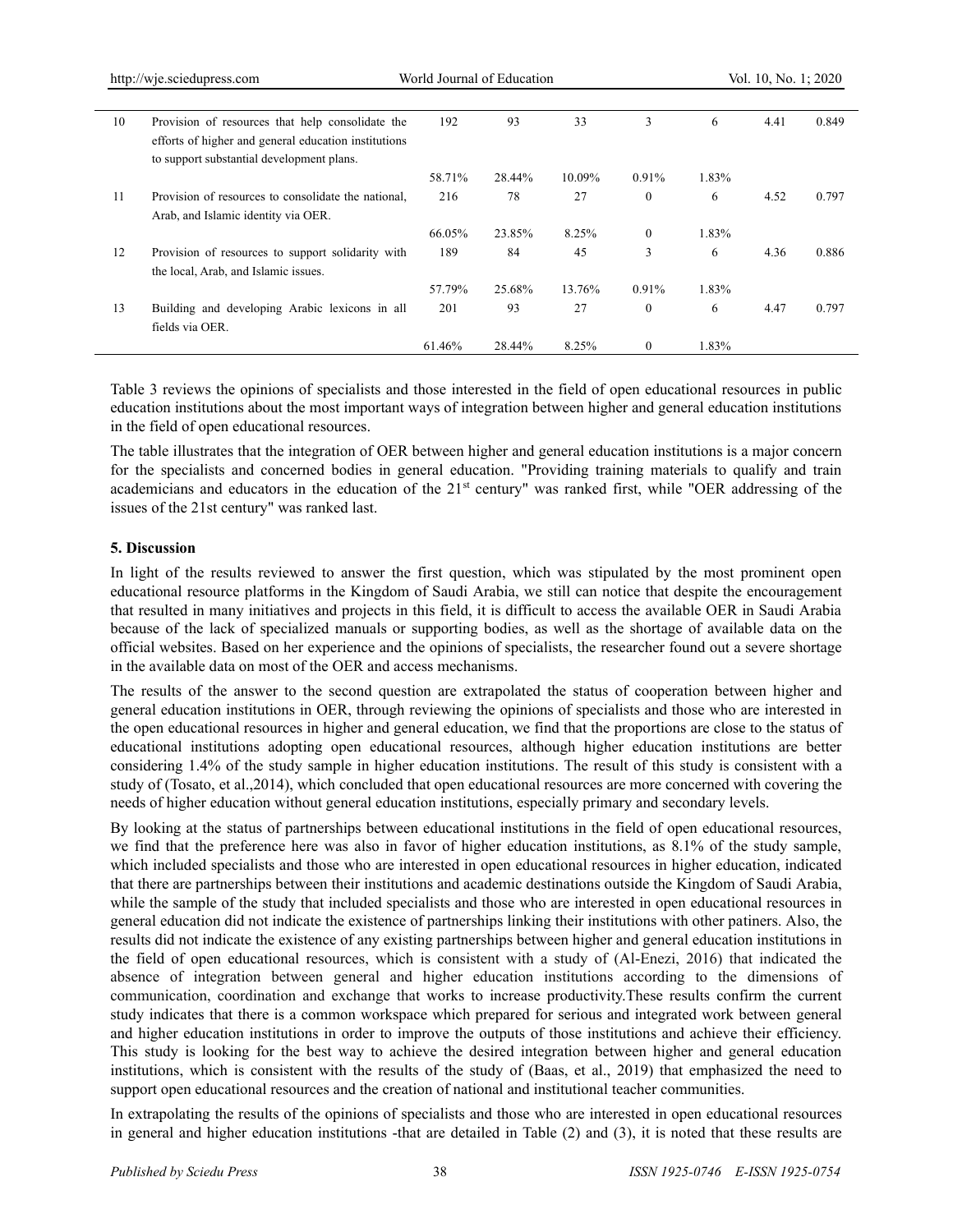| | | | | | | | | |
|---|---|---|---|---|---|---|---|---|
| 10 | Provision of resources that help consolidate the efforts of higher and general education institutions to support substantial development plans. | 192 | 93 | 33 | 3 | 6 | 4.41 | 0.849 |
| | | 58.71% | 28.44% | 10.09% | 0.91% | 1.83% | | |
| 11 | Provision of resources to consolidate the national, Arab, and Islamic identity via OER. | 216 | 78 | 27 | 0 | 6 | 4.52 | 0.797 |
| | | 66.05% | 23.85% | 8.25% | 0 | 1.83% | | |
| 12 | Provision of resources to support solidarity with the local, Arab, and Islamic issues. | 189 | 84 | 45 | 3 | 6 | 4.36 | 0.886 |
| | | 57.79% | 25.68% | 13.76% | 0.91% | 1.83% | | |
| 13 | Building and developing Arabic lexicons in all fields via OER. | 201 | 93 | 27 | 0 | 6 | 4.47 | 0.797 |
| | | 61.46% | 28.44% | 8.25% | 0 | 1.83% | | |

Table 3 reviews the opinions of specialists and those interested in the field of open educational resources in public education institutions about the most important ways of integration between higher and general education institutions in the field of open educational resources.

The table illustrates that the integration of OER between higher and general education institutions is a major concern for the specialists and concerned bodies in general education. "Providing training materials to qualify and train academicians and educators in the education of the 21st century" was ranked first, while "OER addressing of the issues of the 21st century" was ranked last.

## 5. Discussion

In light of the results reviewed to answer the first question, which was stipulated by the most prominent open educational resource platforms in the Kingdom of Saudi Arabia, we still can notice that despite the encouragement that resulted in many initiatives and projects in this field, it is difficult to access the available OER in Saudi Arabia because of the lack of specialized manuals or supporting bodies, as well as the shortage of available data on the official websites. Based on her experience and the opinions of specialists, the researcher found out a severe shortage in the available data on most of the OER and access mechanisms.

The results of the answer to the second question are extrapolated the status of cooperation between higher and general education institutions in OER, through reviewing the opinions of specialists and those who are interested in the open educational resources in higher and general education, we find that the proportions are close to the status of educational institutions adopting open educational resources, although higher education institutions are better considering 1.4% of the study sample in higher education institutions. The result of this study is consistent with a study of (Tosato, et al.,2014), which concluded that open educational resources are more concerned with covering the needs of higher education without general education institutions, especially primary and secondary levels.

By looking at the status of partnerships between educational institutions in the field of open educational resources, we find that the preference here was also in favor of higher education institutions, as 8.1% of the study sample, which included specialists and those who are interested in open educational resources in higher education, indicated that there are partnerships between their institutions and academic destinations outside the Kingdom of Saudi Arabia, while the sample of the study that included specialists and those who are interested in open educational resources in general education did not indicate the existence of partnerships linking their institutions with other patiners. Also, the results did not indicate the existence of any existing partnerships between higher and general education institutions in the field of open educational resources, which is consistent with a study of (Al-Enezi, 2016) that indicated the absence of integration between general and higher education institutions according to the dimensions of communication, coordination and exchange that works to increase productivity.These results confirm the current study indicates that there is a common workspace which prepared for serious and integrated work between general and higher education institutions in order to improve the outputs of those institutions and achieve their efficiency. This study is looking for the best way to achieve the desired integration between higher and general education institutions, which is consistent with the results of the study of (Baas, et al., 2019) that emphasized the need to support open educational resources and the creation of national and institutional teacher communities.

In extrapolating the results of the opinions of specialists and those who are interested in open educational resources in general and higher education institutions -that are detailed in Table (2) and (3), it is noted that these results are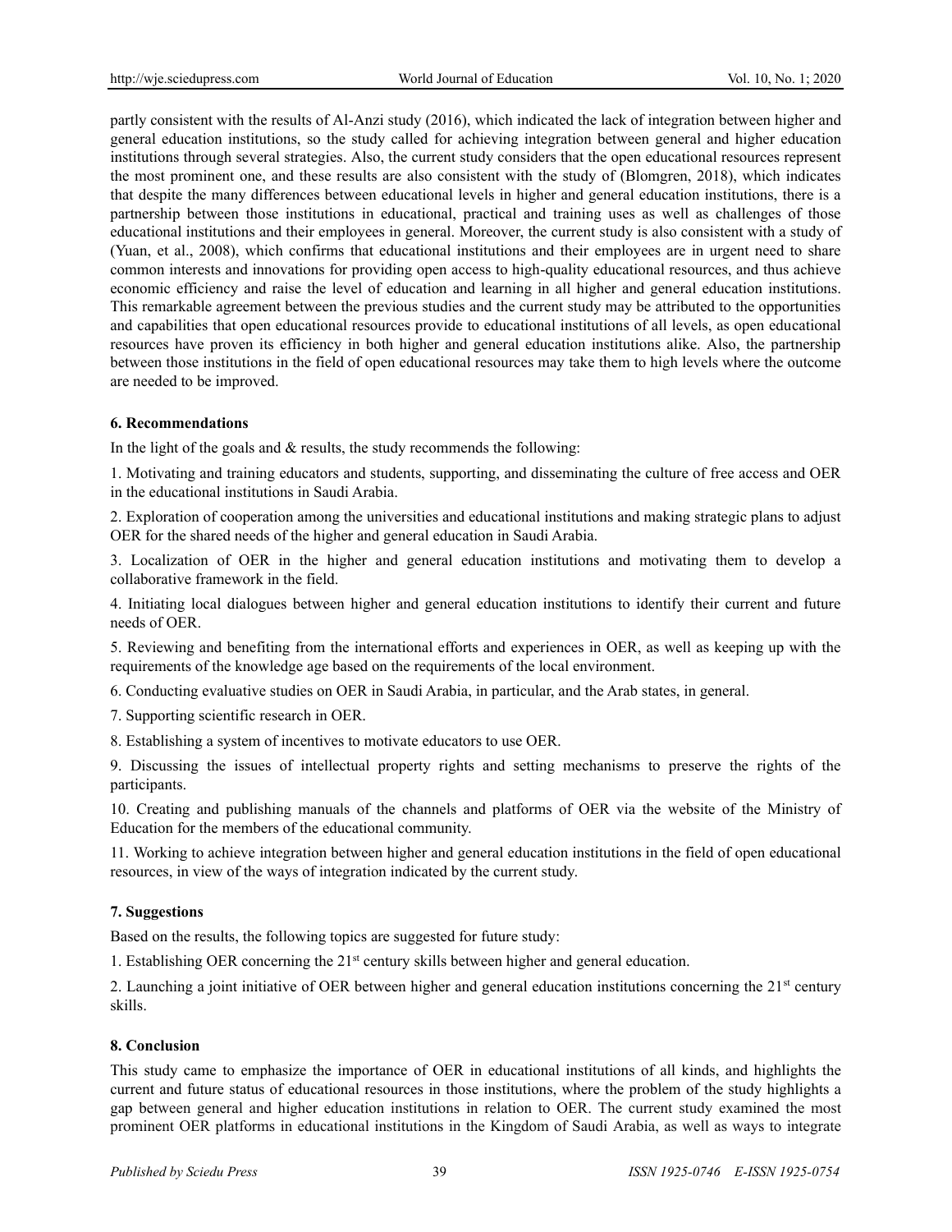partly consistent with the results of Al-Anzi study (2016), which indicated the lack of integration between higher and general education institutions, so the study called for achieving integration between general and higher education institutions through several strategies. Also, the current study considers that the open educational resources represent the most prominent one, and these results are also consistent with the study of (Blomgren, 2018), which indicates that despite the many differences between educational levels in higher and general education institutions, there is a partnership between those institutions in educational, practical and training uses as well as challenges of those educational institutions and their employees in general. Moreover, the current study is also consistent with a study of (Yuan, et al., 2008), which confirms that educational institutions and their employees are in urgent need to share common interests and innovations for providing open access to high-quality educational resources, and thus achieve economic efficiency and raise the level of education and learning in all higher and general education institutions. This remarkable agreement between the previous studies and the current study may be attributed to the opportunities and capabilities that open educational resources provide to educational institutions of all levels, as open educational resources have proven its efficiency in both higher and general education institutions alike. Also, the partnership between those institutions in the field of open educational resources may take them to high levels where the outcome are needed to be improved.

## 6. Recommendations

In the light of the goals and & results, the study recommends the following:

1. Motivating and training educators and students, supporting, and disseminating the culture of free access and OER in the educational institutions in Saudi Arabia.

2. Exploration of cooperation among the universities and educational institutions and making strategic plans to adjust OER for the shared needs of the higher and general education in Saudi Arabia.

3. Localization of OER in the higher and general education institutions and motivating them to develop a collaborative framework in the field.

4. Initiating local dialogues between higher and general education institutions to identify their current and future needs of OER.

5. Reviewing and benefiting from the international efforts and experiences in OER, as well as keeping up with the requirements of the knowledge age based on the requirements of the local environment.

6. Conducting evaluative studies on OER in Saudi Arabia, in particular, and the Arab states, in general.

7. Supporting scientific research in OER.

8. Establishing a system of incentives to motivate educators to use OER.

9. Discussing the issues of intellectual property rights and setting mechanisms to preserve the rights of the participants.

10. Creating and publishing manuals of the channels and platforms of OER via the website of the Ministry of Education for the members of the educational community.

11. Working to achieve integration between higher and general education institutions in the field of open educational resources, in view of the ways of integration indicated by the current study.

## 7. Suggestions

Based on the results, the following topics are suggested for future study:

1. Establishing OER concerning the 21st century skills between higher and general education.

2. Launching a joint initiative of OER between higher and general education institutions concerning the 21st century skills.

## 8. Conclusion

This study came to emphasize the importance of OER in educational institutions of all kinds, and highlights the current and future status of educational resources in those institutions, where the problem of the study highlights a gap between general and higher education institutions in relation to OER. The current study examined the most prominent OER platforms in educational institutions in the Kingdom of Saudi Arabia, as well as ways to integrate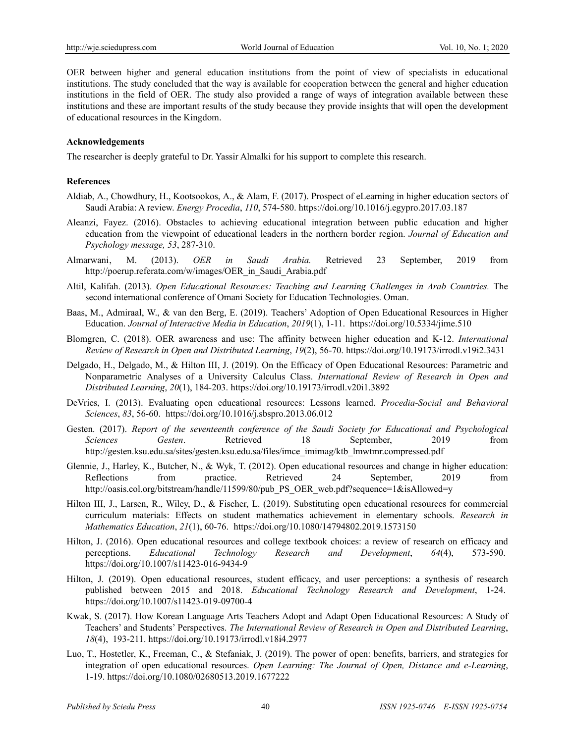OER between higher and general education institutions from the point of view of specialists in educational institutions. The study concluded that the way is available for cooperation between the general and higher education institutions in the field of OER. The study also provided a range of ways of integration available between these institutions and these are important results of the study because they provide insights that will open the development of educational resources in the Kingdom.

**Acknowledgements**

The researcher is deeply grateful to Dr. Yassir Almalki for his support to complete this research.

**References**

Aldiab, A., Chowdhury, H., Kootsookos, A., & Alam, F. (2017). Prospect of eLearning in higher education sectors of Saudi Arabia: A review. *Energy Procedia*, *110*, 574-580. https://doi.org/10.1016/j.egypro.2017.03.187

Aleanzi, Fayez. (2016). Obstacles to achieving educational integration between public education and higher education from the viewpoint of educational leaders in the northern border region. *Journal of Education and Psychology message, 53*, 287-310.

Almarwani, M. (2013). *OER in Saudi Arabia.* Retrieved 23 September, 2019 from http://poerup.referata.com/w/images/OER_in_Saudi_Arabia.pdf

Altil, Kalifah. (2013). *Open Educational Resources: Teaching and Learning Challenges in Arab Countries.* The second international conference of Omani Society for Education Technologies. Oman.

Baas, M., Admiraal, W., & van den Berg, E. (2019). Teachers' Adoption of Open Educational Resources in Higher Education. *Journal of Interactive Media in Education*, *2019*(1), 1-11. https://doi.org/10.5334/jime.510

Blomgren, C. (2018). OER awareness and use: The affinity between higher education and K-12. *International Review of Research in Open and Distributed Learning*, *19*(2), 56-70. https://doi.org/10.19173/irrodl.v19i2.3431

Delgado, H., Delgado, M., & Hilton III, J. (2019). On the Efficacy of Open Educational Resources: Parametric and Nonparametric Analyses of a University Calculus Class. *International Review of Research in Open and Distributed Learning*, *20*(1), 184-203. https://doi.org/10.19173/irrodl.v20i1.3892

DeVries, I. (2013). Evaluating open educational resources: Lessons learned. *Procedia-Social and Behavioral Sciences*, *83*, 56-60. https://doi.org/10.1016/j.sbspro.2013.06.012

Gesten. (2017). *Report of the seventeenth conference of the Saudi Society for Educational and Psychological Sciences Gesten*. Retrieved 18 September, 2019 from http://gesten.ksu.edu.sa/sites/gesten.ksu.edu.sa/files/imce_imimag/ktb_lmwtmr.compressed.pdf

Glennie, J., Harley, K., Butcher, N., & Wyk, T. (2012). Open educational resources and change in higher education: Reflections from practice. Retrieved 24 September, 2019 from http://oasis.col.org/bitstream/handle/11599/80/pub_PS_OER_web.pdf?sequence=1&isAllowed=y

Hilton III, J., Larsen, R., Wiley, D., & Fischer, L. (2019). Substituting open educational resources for commercial curriculum materials: Effects on student mathematics achievement in elementary schools. *Research in Mathematics Education*, *21*(1), 60-76. https://doi.org/10.1080/14794802.2019.1573150

Hilton, J. (2016). Open educational resources and college textbook choices: a review of research on efficacy and perceptions. *Educational Technology Research and Development*, *64*(4), 573-590. https://doi.org/10.1007/s11423-016-9434-9

Hilton, J. (2019). Open educational resources, student efficacy, and user perceptions: a synthesis of research published between 2015 and 2018. *Educational Technology Research and Development*, 1-24. https://doi.org/10.1007/s11423-019-09700-4

Kwak, S. (2017). How Korean Language Arts Teachers Adopt and Adapt Open Educational Resources: A Study of Teachers' and Students' Perspectives. *The International Review of Research in Open and Distributed Learning*, *18*(4), 193-211. https://doi.org/10.19173/irrodl.v18i4.2977

Luo, T., Hostetler, K., Freeman, C., & Stefaniak, J. (2019). The power of open: benefits, barriers, and strategies for integration of open educational resources. *Open Learning: The Journal of Open, Distance and e-Learning*, 1-19. https://doi.org/10.1080/02680513.2019.1677222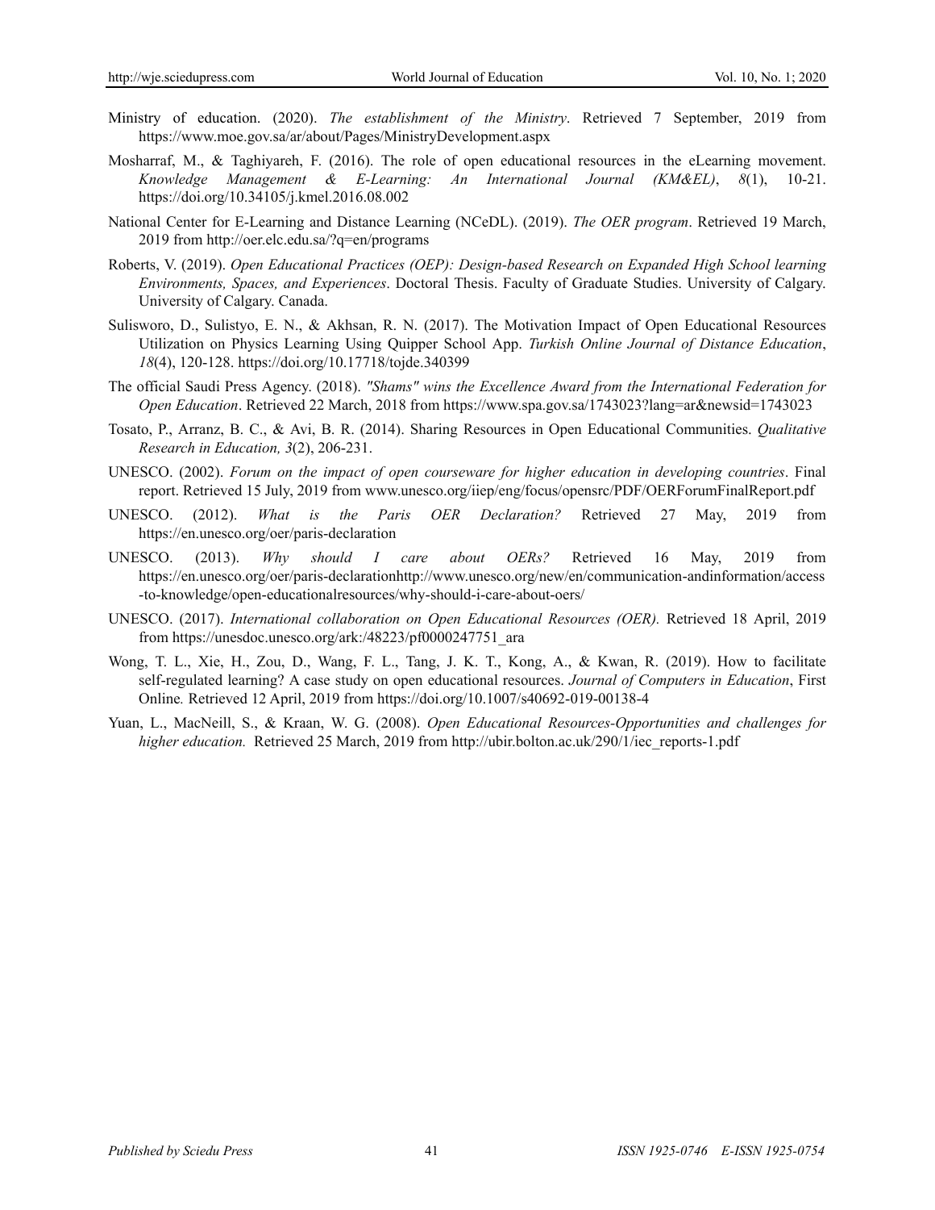Ministry of education. (2020). *The establishment of the Ministry*. Retrieved 7 September, 2019 from https://www.moe.gov.sa/ar/about/Pages/MinistryDevelopment.aspx

Mosharraf, M., & Taghiyareh, F. (2016). The role of open educational resources in the eLearning movement. *Knowledge Management & E-Learning: An International Journal (KM&EL)*, *8*(1), 10-21. https://doi.org/10.34105/j.kmel.2016.08.002

National Center for E-Learning and Distance Learning (NCeDL). (2019). *The OER program*. Retrieved 19 March, 2019 from http://oer.elc.edu.sa/?q=en/programs

Roberts, V. (2019). *Open Educational Practices (OEP): Design-based Research on Expanded High School learning Environments, Spaces, and Experiences*. Doctoral Thesis. Faculty of Graduate Studies. University of Calgary. University of Calgary. Canada.

Sulisworo, D., Sulistyo, E. N., & Akhsan, R. N. (2017). The Motivation Impact of Open Educational Resources Utilization on Physics Learning Using Quipper School App. *Turkish Online Journal of Distance Education*, *18*(4), 120-128. https://doi.org/10.17718/tojde.340399

The official Saudi Press Agency. (2018). *"Shams" wins the Excellence Award from the International Federation for Open Education*. Retrieved 22 March, 2018 from https://www.spa.gov.sa/1743023?lang=ar&newsid=1743023

Tosato, P., Arranz, B. C., & Avi, B. R. (2014). Sharing Resources in Open Educational Communities. *Qualitative Research in Education, 3*(2), 206-231.

UNESCO. (2002). *Forum on the impact of open courseware for higher education in developing countries*. Final report. Retrieved 15 July, 2019 from www.unesco.org/iiep/eng/focus/opensrc/PDF/OERForumFinalReport.pdf

UNESCO. (2012). *What is the Paris OER Declaration?* Retrieved 27 May, 2019 from https://en.unesco.org/oer/paris-declaration

UNESCO. (2013). *Why should I care about OERs?* Retrieved 16 May, 2019 from https://en.unesco.org/oer/paris-declarationhttp://www.unesco.org/new/en/communication-andinformation/access-to-knowledge/open-educationalresources/why-should-i-care-about-oers/

UNESCO. (2017). *International collaboration on Open Educational Resources (OER).* Retrieved 18 April, 2019 from https://unesdoc.unesco.org/ark:/48223/pf0000247751_ara

Wong, T. L., Xie, H., Zou, D., Wang, F. L., Tang, J. K. T., Kong, A., & Kwan, R. (2019). How to facilitate self-regulated learning? A case study on open educational resources. *Journal of Computers in Education*, First Online*.* Retrieved 12 April, 2019 from https://doi.org/10.1007/s40692-019-00138-4

Yuan, L., MacNeill, S., & Kraan, W. G. (2008). *Open Educational Resources-Opportunities and challenges for higher education.* Retrieved 25 March, 2019 from http://ubir.bolton.ac.uk/290/1/iec_reports-1.pdf